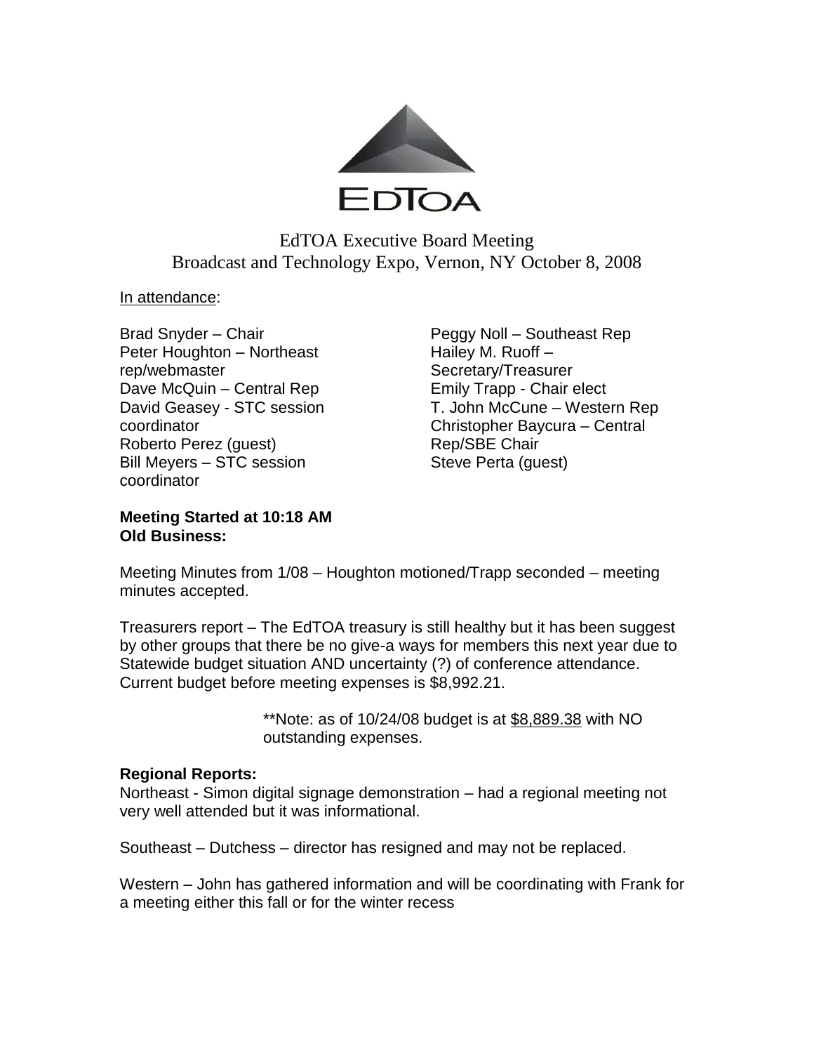EdTOA

# EdTOA Executive Board Meeting
## Broadcast and Technology Expo, Vernon, NY October 8, 2008

In attendance:

Brad Snyder – Chair
Peter Houghton – Northeast rep/webmaster
Dave McQuin – Central Rep
David Geasey - STC session coordinator
Roberto Perez (guest)
Bill Meyers – STC session coordinator
Peggy Noll – Southeast Rep
Hailey M. Ruoff – Secretary/Treasurer
Emily Trapp - Chair elect
T. John McCune – Western Rep
Christopher Baycura – Central Rep/SBE Chair
Steve Perta (guest)

**Meeting Started at 10:18 AM**
**Old Business:**

Meeting Minutes from 1/08 – Houghton motioned/Trapp seconded – meeting minutes accepted.

Treasurers report – The EdTOA treasury is still healthy but it has been suggest by other groups that there be no give-a ways for members this next year due to Statewide budget situation AND uncertainty (?) of conference attendance. Current budget before meeting expenses is $8,992.21.

> **Note: as of 10/24/08 budget is at $8,889.38 with NO outstanding expenses.

**Regional Reports:**
Northeast - Simon digital signage demonstration – had a regional meeting not very well attended but it was informational.

Southeast – Dutchess – director has resigned and may not be replaced.

Western – John has gathered information and will be coordinating with Frank for a meeting either this fall or for the winter recess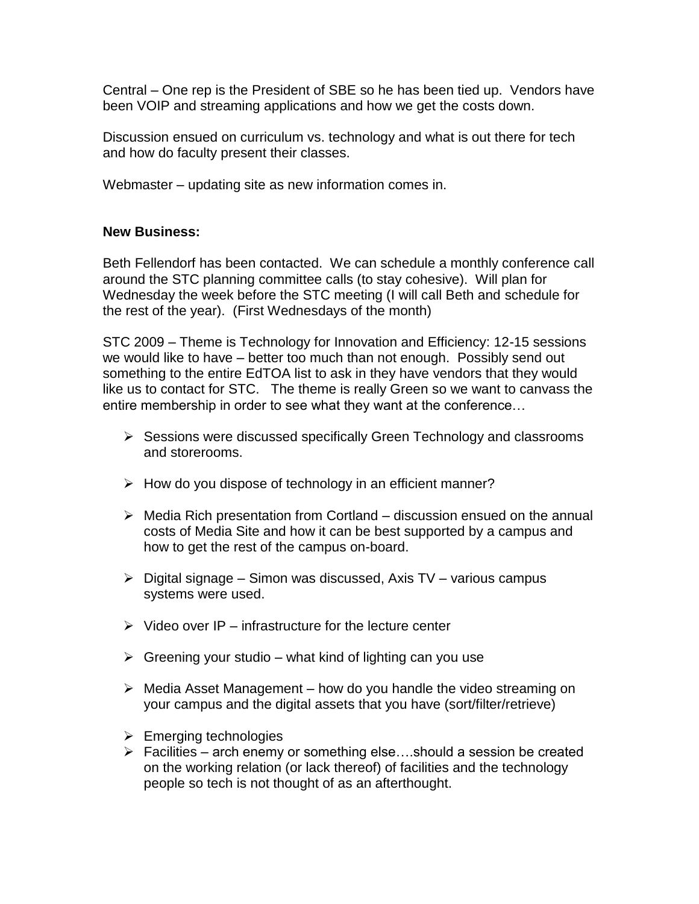Central – One rep is the President of SBE so he has been tied up. Vendors have been VOIP and streaming applications and how we get the costs down.

Discussion ensued on curriculum vs. technology and what is out there for tech and how do faculty present their classes.

Webmaster – updating site as new information comes in.

**New Business:**

Beth Fellendorf has been contacted. We can schedule a monthly conference call around the STC planning committee calls (to stay cohesive). Will plan for Wednesday the week before the STC meeting (I will call Beth and schedule for the rest of the year). (First Wednesdays of the month)

STC 2009 – Theme is Technology for Innovation and Efficiency: 12-15 sessions we would like to have – better too much than not enough. Possibly send out something to the entire EdTOA list to ask in they have vendors that they would like us to contact for STC. The theme is really Green so we want to canvass the entire membership in order to see what they want at the conference…

- Sessions were discussed specifically Green Technology and classrooms and storerooms.
- How do you dispose of technology in an efficient manner?
- Media Rich presentation from Cortland – discussion ensued on the annual costs of Media Site and how it can be best supported by a campus and how to get the rest of the campus on-board.
- Digital signage – Simon was discussed, Axis TV – various campus systems were used.
- Video over IP – infrastructure for the lecture center
- Greening your studio – what kind of lighting can you use
- Media Asset Management – how do you handle the video streaming on your campus and the digital assets that you have (sort/filter/retrieve)
- Emerging technologies
- Facilities – arch enemy or something else….should a session be created on the working relation (or lack thereof) of facilities and the technology people so tech is not thought of as an afterthought.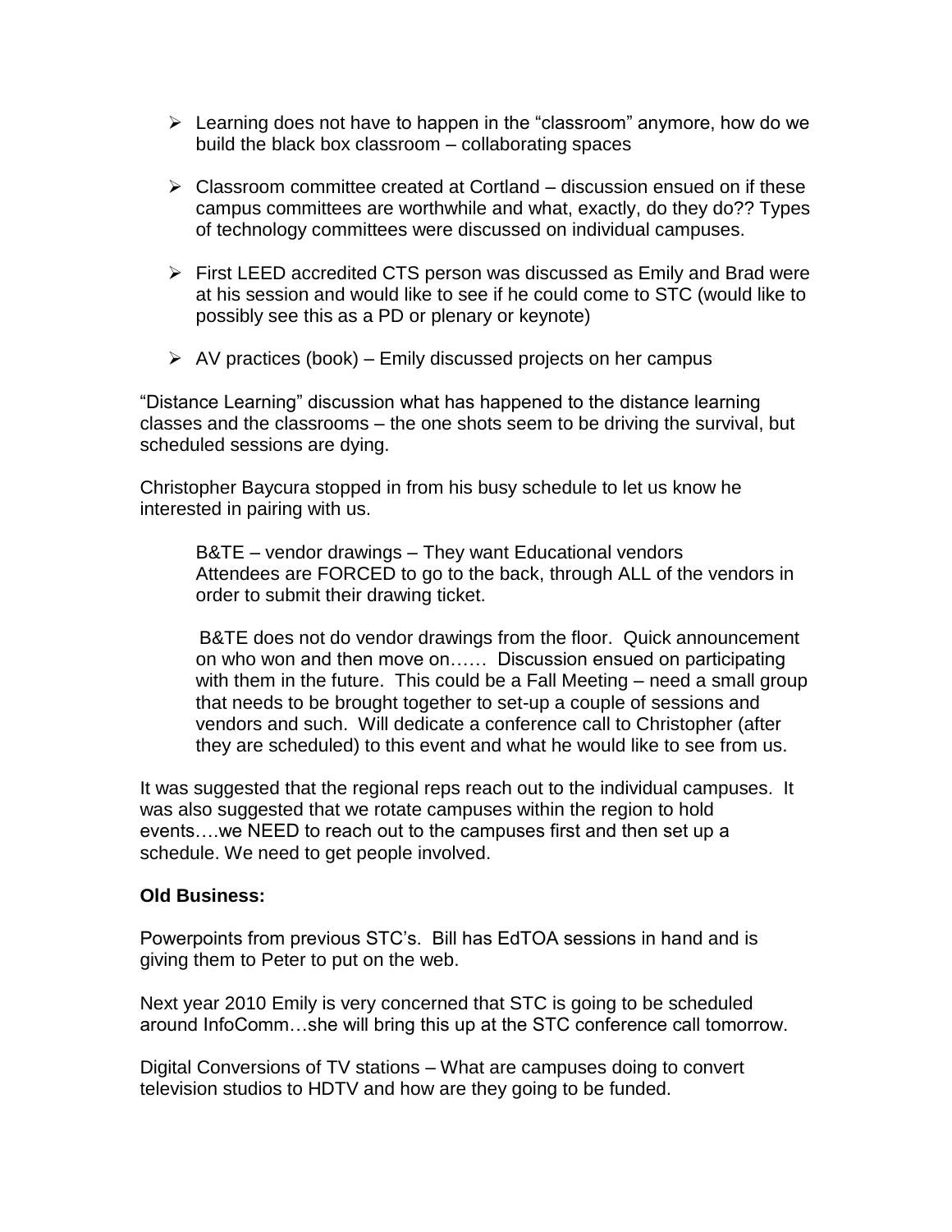- Learning does not have to happen in the "classroom" anymore, how do we build the black box classroom – collaborating spaces
- Classroom committee created at Cortland – discussion ensued on if these campus committees are worthwhile and what, exactly, do they do?? Types of technology committees were discussed on individual campuses.
- First LEED accredited CTS person was discussed as Emily and Brad were at his session and would like to see if he could come to STC (would like to possibly see this as a PD or plenary or keynote)
- AV practices (book) – Emily discussed projects on her campus

"Distance Learning" discussion what has happened to the distance learning classes and the classrooms – the one shots seem to be driving the survival, but scheduled sessions are dying.

Christopher Baycura stopped in from his busy schedule to let us know he interested in pairing with us.

> B&TE – vendor drawings – They want Educational vendors
> Attendees are FORCED to go to the back, through ALL of the vendors in order to submit their drawing ticket.
>
> B&TE does not do vendor drawings from the floor. Quick announcement on who won and then move on…… Discussion ensued on participating with them in the future. This could be a Fall Meeting – need a small group that needs to be brought together to set-up a couple of sessions and vendors and such. Will dedicate a conference call to Christopher (after they are scheduled) to this event and what he would like to see from us.

It was suggested that the regional reps reach out to the individual campuses. It was also suggested that we rotate campuses within the region to hold events….we NEED to reach out to the campuses first and then set up a schedule. We need to get people involved.

**Old Business:**

Powerpoints from previous STC's. Bill has EdTOA sessions in hand and is giving them to Peter to put on the web.

Next year 2010 Emily is very concerned that STC is going to be scheduled around InfoComm…she will bring this up at the STC conference call tomorrow.

Digital Conversions of TV stations – What are campuses doing to convert television studios to HDTV and how are they going to be funded.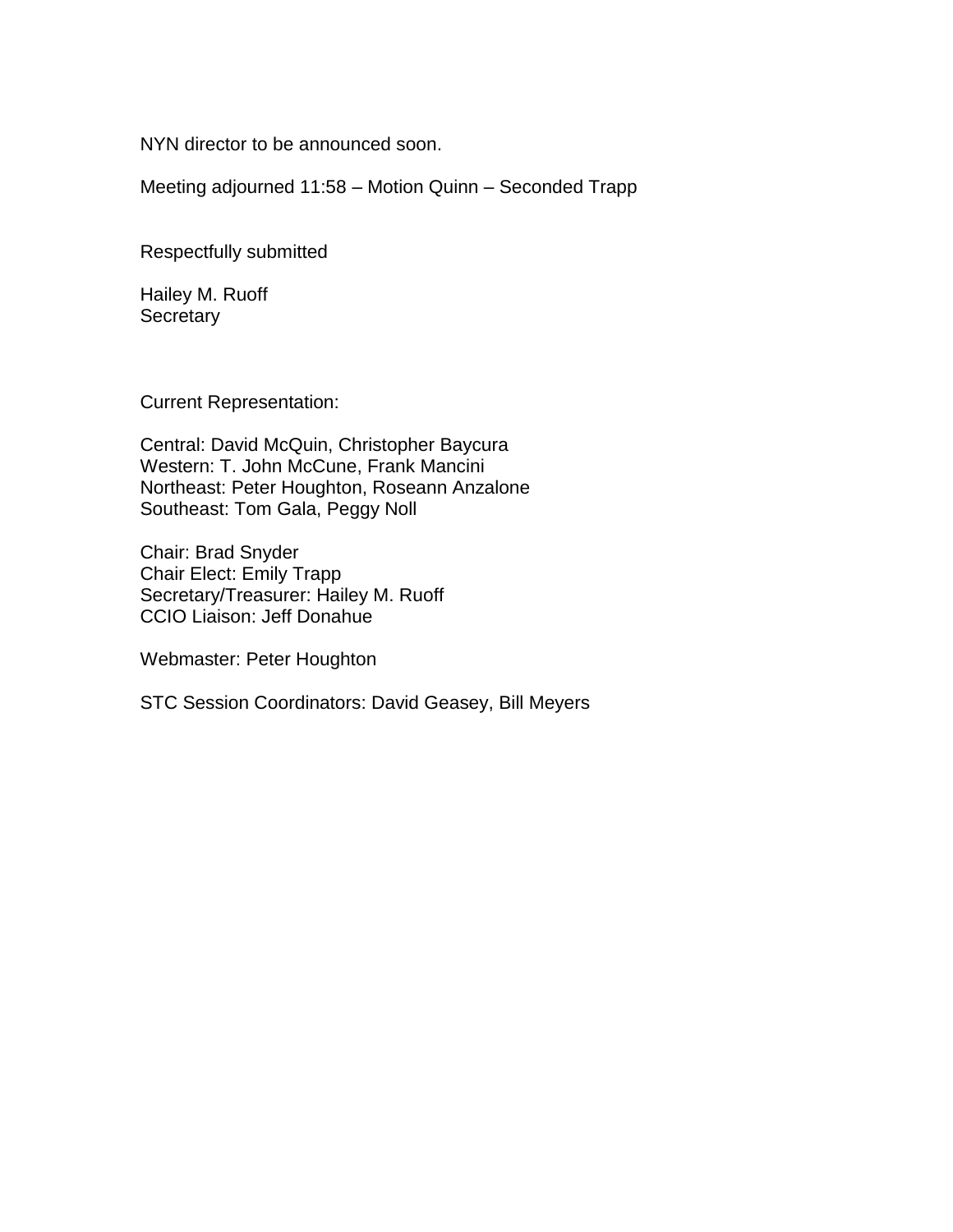NYN director to be announced soon.

Meeting adjourned 11:58 – Motion Quinn – Seconded Trapp

Respectfully submitted

Hailey M. Ruoff  
Secretary

Current Representation:

Central: David McQuin, Christopher Baycura  
Western: T. John McCune, Frank Mancini  
Northeast: Peter Houghton, Roseann Anzalone  
Southeast: Tom Gala, Peggy Noll

Chair: Brad Snyder  
Chair Elect: Emily Trapp  
Secretary/Treasurer: Hailey M. Ruoff  
CCIO Liaison: Jeff Donahue

Webmaster: Peter Houghton

STC Session Coordinators: David Geasey, Bill Meyers